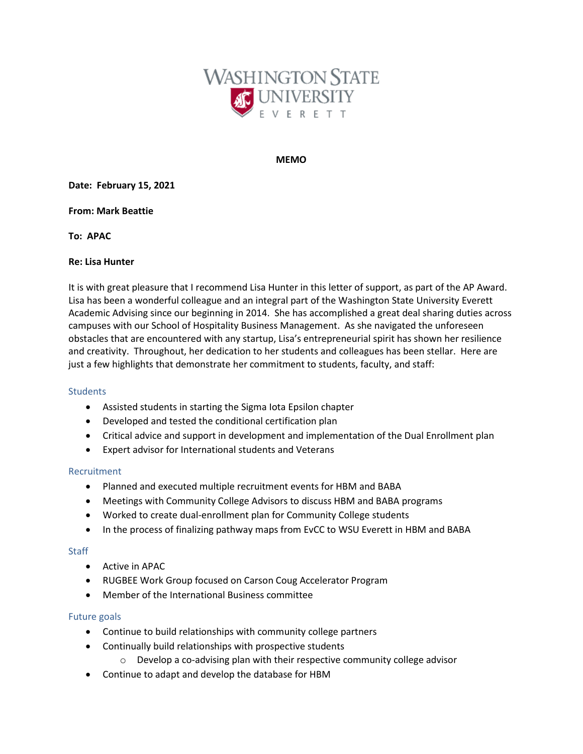Washington State University Everett

**MEMO**

**Date: February 15, 2021**

**From: Mark Beattie**

**To: APAC**

**Re: Lisa Hunter**

It is with great pleasure that I recommend Lisa Hunter in this letter of support, as part of the AP Award. Lisa has been a wonderful colleague and an integral part of the Washington State University Everett Academic Advising since our beginning in 2014. She has accomplished a great deal sharing duties across campuses with our School of Hospitality Business Management. As she navigated the unforeseen obstacles that are encountered with any startup, Lisa's entrepreneurial spirit has shown her resilience and creativity. Throughout, her dedication to her students and colleagues has been stellar. Here are just a few highlights that demonstrate her commitment to students, faculty, and staff:

### Students

- Assisted students in starting the Sigma Iota Epsilon chapter
- Developed and tested the conditional certification plan
- Critical advice and support in development and implementation of the Dual Enrollment plan
- Expert advisor for International students and Veterans

### Recruitment

- Planned and executed multiple recruitment events for HBM and BABA
- Meetings with Community College Advisors to discuss HBM and BABA programs
- Worked to create dual-enrollment plan for Community College students
- In the process of finalizing pathway maps from EvCC to WSU Everett in HBM and BABA

### Staff

- Active in APAC
- RUGBEE Work Group focused on Carson Coug Accelerator Program
- Member of the International Business committee

### Future goals

- Continue to build relationships with community college partners
- Continually build relationships with prospective students
  - Develop a co-advising plan with their respective community college advisor
- Continue to adapt and develop the database for HBM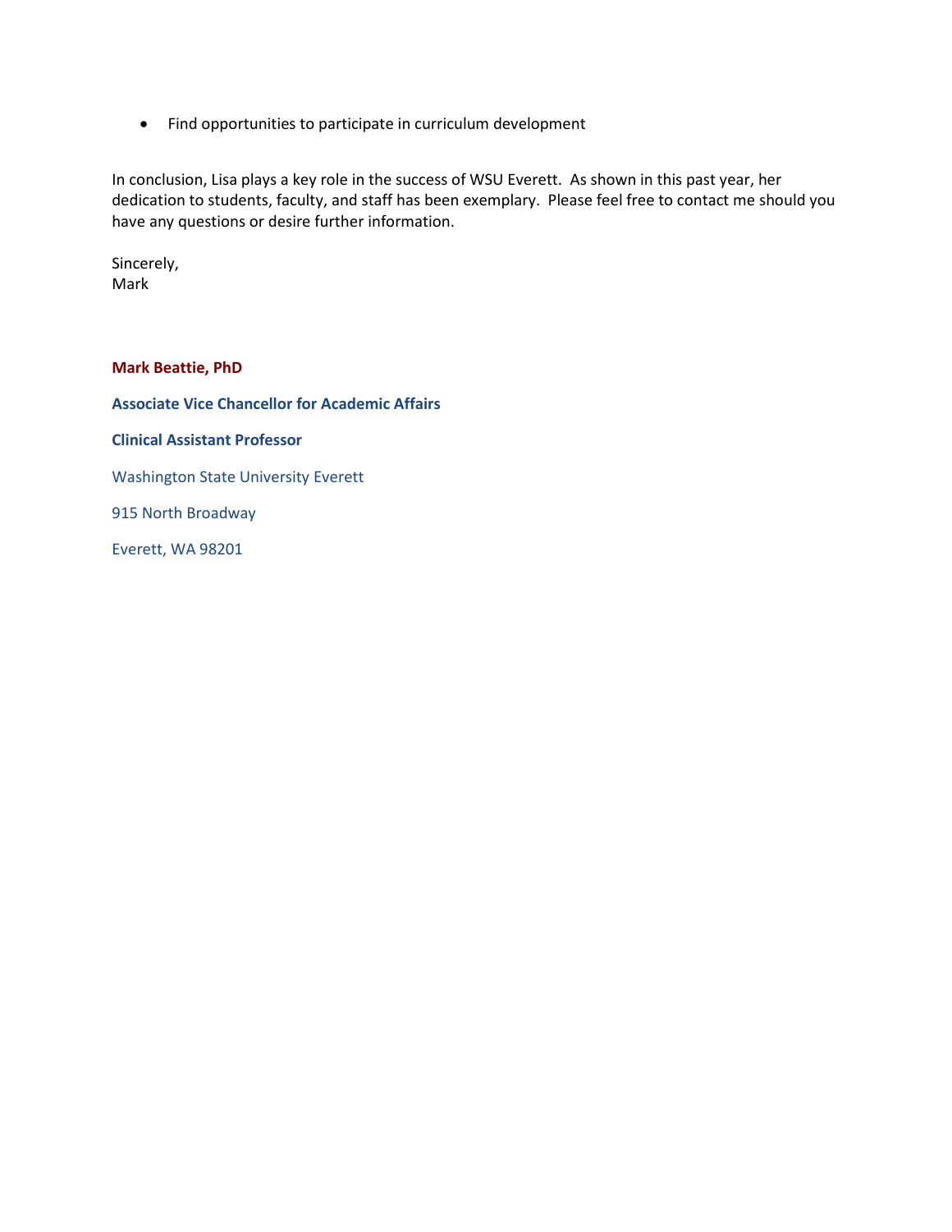- Find opportunities to participate in curriculum development

In conclusion, Lisa plays a key role in the success of WSU Everett. As shown in this past year, her dedication to students, faculty, and staff has been exemplary. Please feel free to contact me should you have any questions or desire further information.

Sincerely,
Mark

**Mark Beattie, PhD**

**Associate Vice Chancellor for Academic Affairs**

**Clinical Assistant Professor**

Washington State University Everett

915 North Broadway

Everett, WA 98201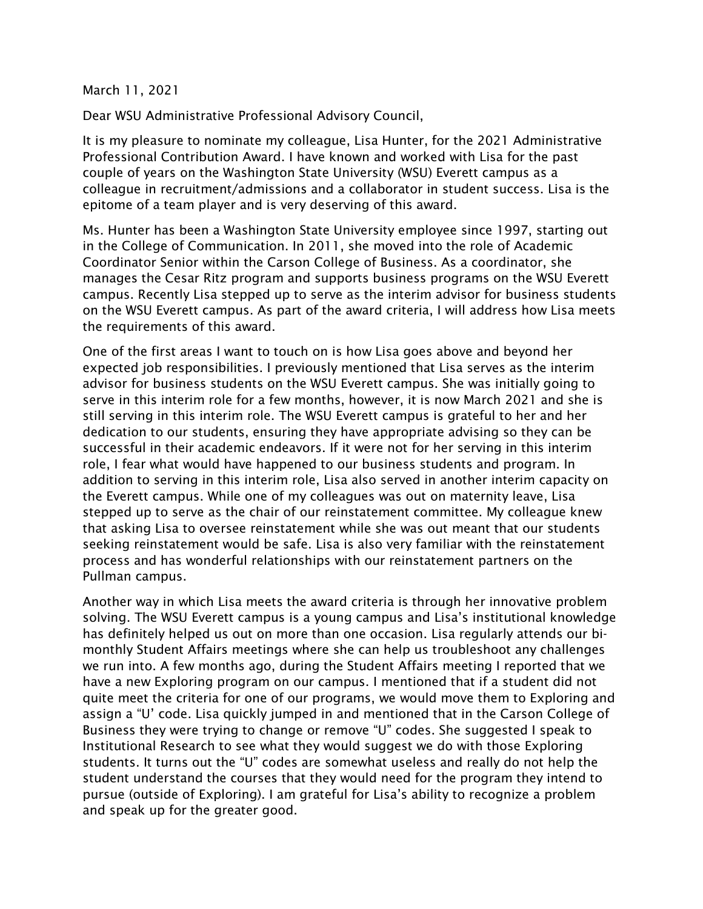March 11, 2021

Dear WSU Administrative Professional Advisory Council,

It is my pleasure to nominate my colleague, Lisa Hunter, for the 2021 Administrative Professional Contribution Award. I have known and worked with Lisa for the past couple of years on the Washington State University (WSU) Everett campus as a colleague in recruitment/admissions and a collaborator in student success. Lisa is the epitome of a team player and is very deserving of this award.

Ms. Hunter has been a Washington State University employee since 1997, starting out in the College of Communication. In 2011, she moved into the role of Academic Coordinator Senior within the Carson College of Business. As a coordinator, she manages the Cesar Ritz program and supports business programs on the WSU Everett campus. Recently Lisa stepped up to serve as the interim advisor for business students on the WSU Everett campus. As part of the award criteria, I will address how Lisa meets the requirements of this award.

One of the first areas I want to touch on is how Lisa goes above and beyond her expected job responsibilities. I previously mentioned that Lisa serves as the interim advisor for business students on the WSU Everett campus. She was initially going to serve in this interim role for a few months, however, it is now March 2021 and she is still serving in this interim role. The WSU Everett campus is grateful to her and her dedication to our students, ensuring they have appropriate advising so they can be successful in their academic endeavors. If it were not for her serving in this interim role, I fear what would have happened to our business students and program. In addition to serving in this interim role, Lisa also served in another interim capacity on the Everett campus. While one of my colleagues was out on maternity leave, Lisa stepped up to serve as the chair of our reinstatement committee. My colleague knew that asking Lisa to oversee reinstatement while she was out meant that our students seeking reinstatement would be safe. Lisa is also very familiar with the reinstatement process and has wonderful relationships with our reinstatement partners on the Pullman campus.

Another way in which Lisa meets the award criteria is through her innovative problem solving. The WSU Everett campus is a young campus and Lisa's institutional knowledge has definitely helped us out on more than one occasion. Lisa regularly attends our bi-monthly Student Affairs meetings where she can help us troubleshoot any challenges we run into. A few months ago, during the Student Affairs meeting I reported that we have a new Exploring program on our campus. I mentioned that if a student did not quite meet the criteria for one of our programs, we would move them to Exploring and assign a "U' code. Lisa quickly jumped in and mentioned that in the Carson College of Business they were trying to change or remove "U" codes. She suggested I speak to Institutional Research to see what they would suggest we do with those Exploring students. It turns out the "U" codes are somewhat useless and really do not help the student understand the courses that they would need for the program they intend to pursue (outside of Exploring). I am grateful for Lisa's ability to recognize a problem and speak up for the greater good.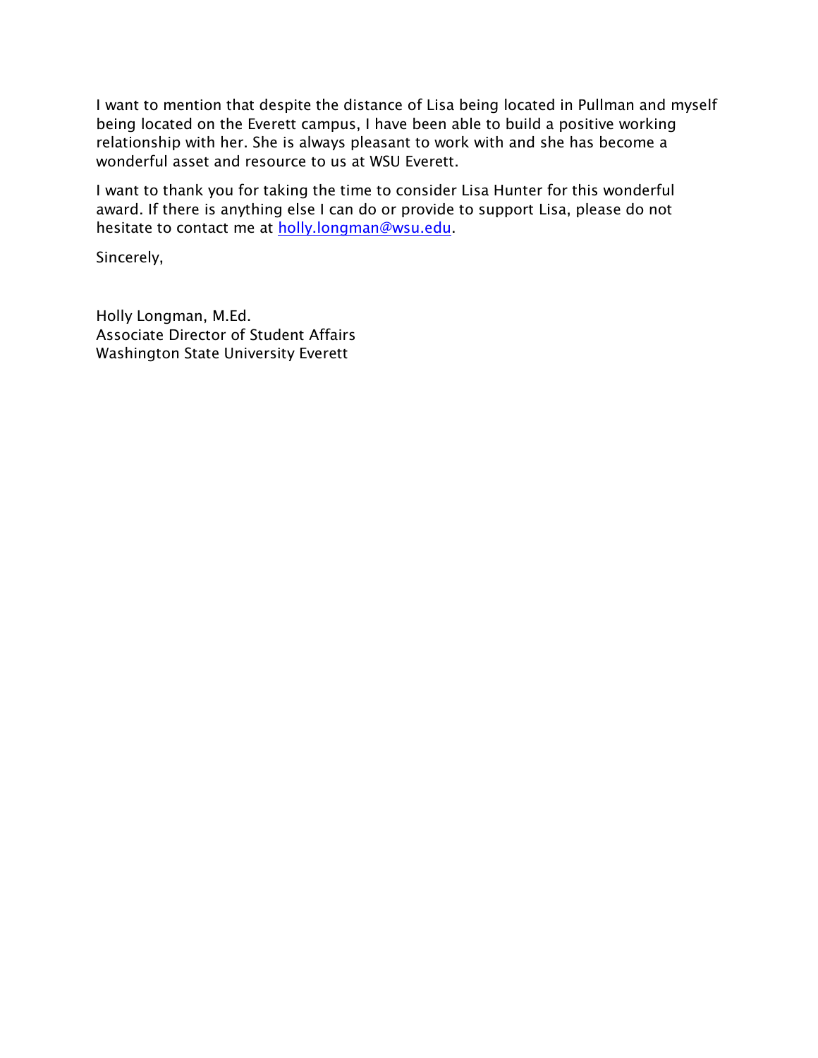I want to mention that despite the distance of Lisa being located in Pullman and myself being located on the Everett campus, I have been able to build a positive working relationship with her. She is always pleasant to work with and she has become a wonderful asset and resource to us at WSU Everett.

I want to thank you for taking the time to consider Lisa Hunter for this wonderful award. If there is anything else I can do or provide to support Lisa, please do not hesitate to contact me at holly.longman@wsu.edu.

Sincerely,

Holly Longman, M.Ed.
Associate Director of Student Affairs
Washington State University Everett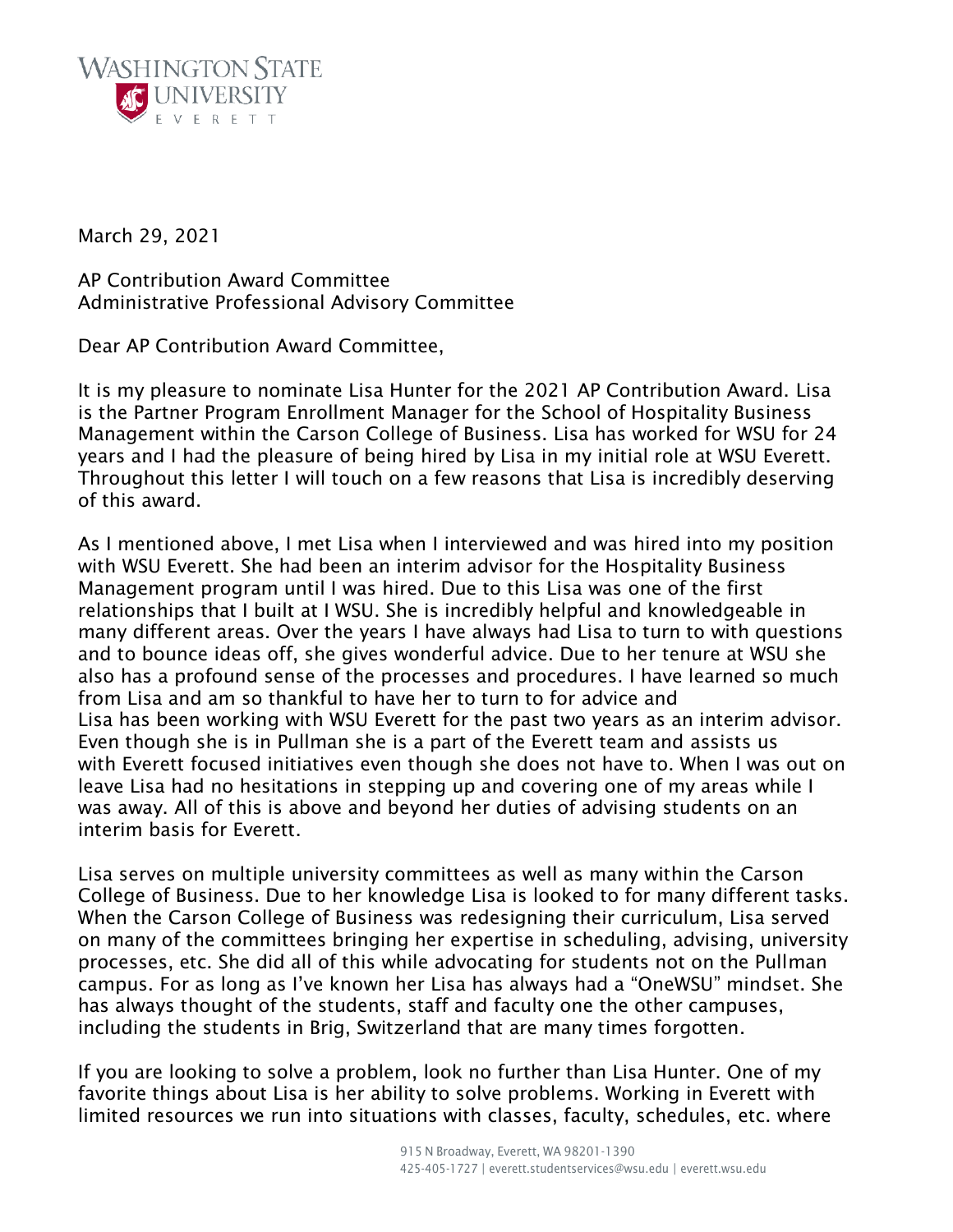March 29, 2021

AP Contribution Award Committee
Administrative Professional Advisory Committee

Dear AP Contribution Award Committee,

It is my pleasure to nominate Lisa Hunter for the 2021 AP Contribution Award. Lisa is the Partner Program Enrollment Manager for the School of Hospitality Business Management within the Carson College of Business. Lisa has worked for WSU for 24 years and I had the pleasure of being hired by Lisa in my initial role at WSU Everett. Throughout this letter I will touch on a few reasons that Lisa is incredibly deserving of this award.

As I mentioned above, I met Lisa when I interviewed and was hired into my position with WSU Everett. She had been an interim advisor for the Hospitality Business Management program until I was hired. Due to this Lisa was one of the first relationships that I built at I WSU. She is incredibly helpful and knowledgeable in many different areas. Over the years I have always had Lisa to turn to with questions and to bounce ideas off, she gives wonderful advice. Due to her tenure at WSU she also has a profound sense of the processes and procedures. I have learned so much from Lisa and am so thankful to have her to turn to for advice and
Lisa has been working with WSU Everett for the past two years as an interim advisor. Even though she is in Pullman she is a part of the Everett team and assists us with Everett focused initiatives even though she does not have to. When I was out on leave Lisa had no hesitations in stepping up and covering one of my areas while I was away. All of this is above and beyond her duties of advising students on an interim basis for Everett.

Lisa serves on multiple university committees as well as many within the Carson College of Business. Due to her knowledge Lisa is looked to for many different tasks. When the Carson College of Business was redesigning their curriculum, Lisa served on many of the committees bringing her expertise in scheduling, advising, university processes, etc. She did all of this while advocating for students not on the Pullman campus. For as long as I've known her Lisa has always had a "OneWSU" mindset. She has always thought of the students, staff and faculty one the other campuses, including the students in Brig, Switzerland that are many times forgotten.

If you are looking to solve a problem, look no further than Lisa Hunter. One of my favorite things about Lisa is her ability to solve problems. Working in Everett with limited resources we run into situations with classes, faculty, schedules, etc. where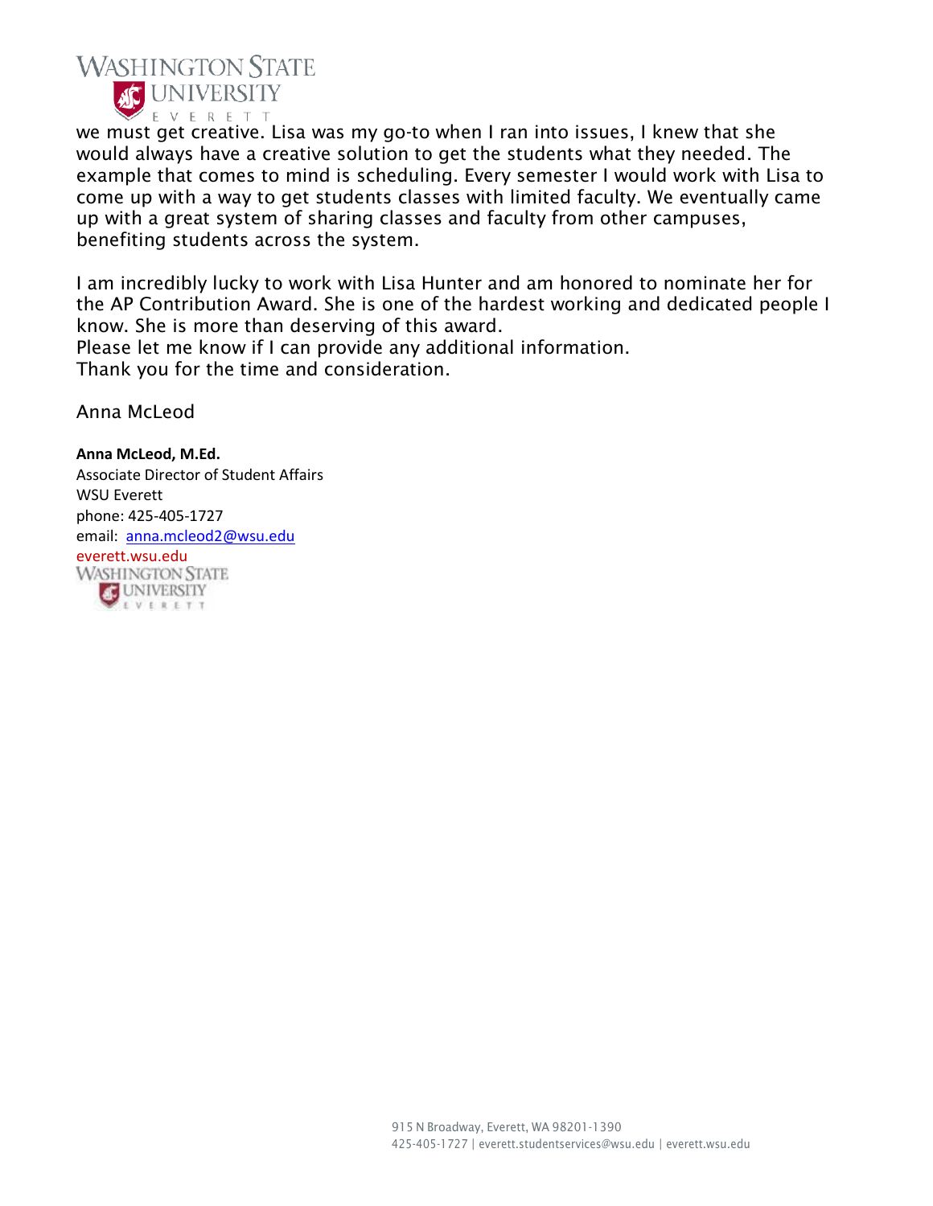we must get creative. Lisa was my go-to when I ran into issues, I knew that she would always have a creative solution to get the students what they needed. The example that comes to mind is scheduling. Every semester I would work with Lisa to come up with a way to get students classes with limited faculty. We eventually came up with a great system of sharing classes and faculty from other campuses, benefiting students across the system.

I am incredibly lucky to work with Lisa Hunter and am honored to nominate her for the AP Contribution Award. She is one of the hardest working and dedicated people I know. She is more than deserving of this award.
Please let me know if I can provide any additional information.
Thank you for the time and consideration.

Anna McLeod

**Anna McLeod, M.Ed.**
Associate Director of Student Affairs
WSU Everett
phone: 425-405-1727
email: anna.mcleod2@wsu.edu
everett.wsu.edu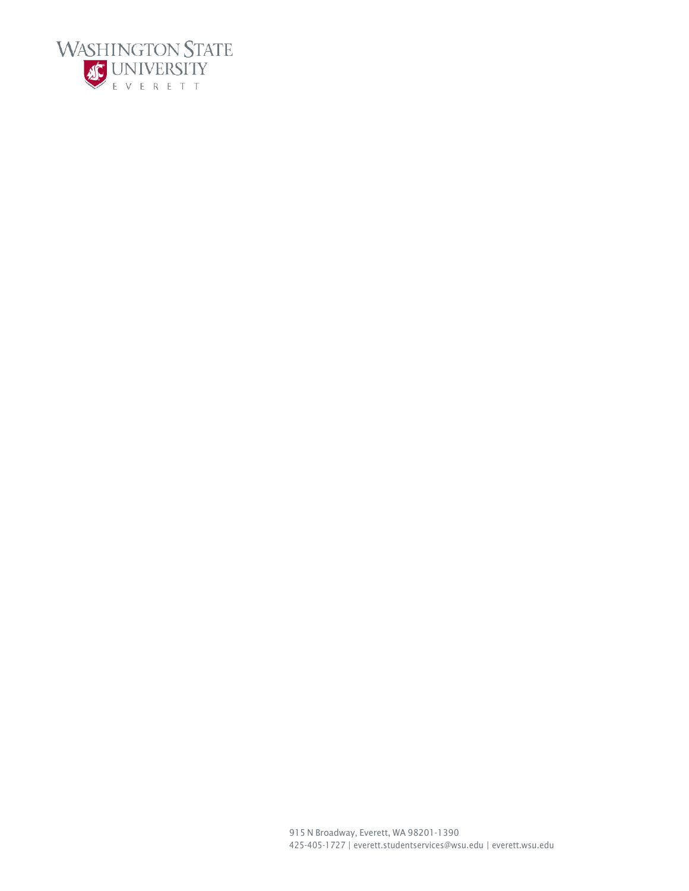WASHINGTON STATE UNIVERSITY
EVERETT

915 N Broadway, Everett, WA 98201-1390
425-405-1727 | everett.studentservices@wsu.edu | everett.wsu.edu